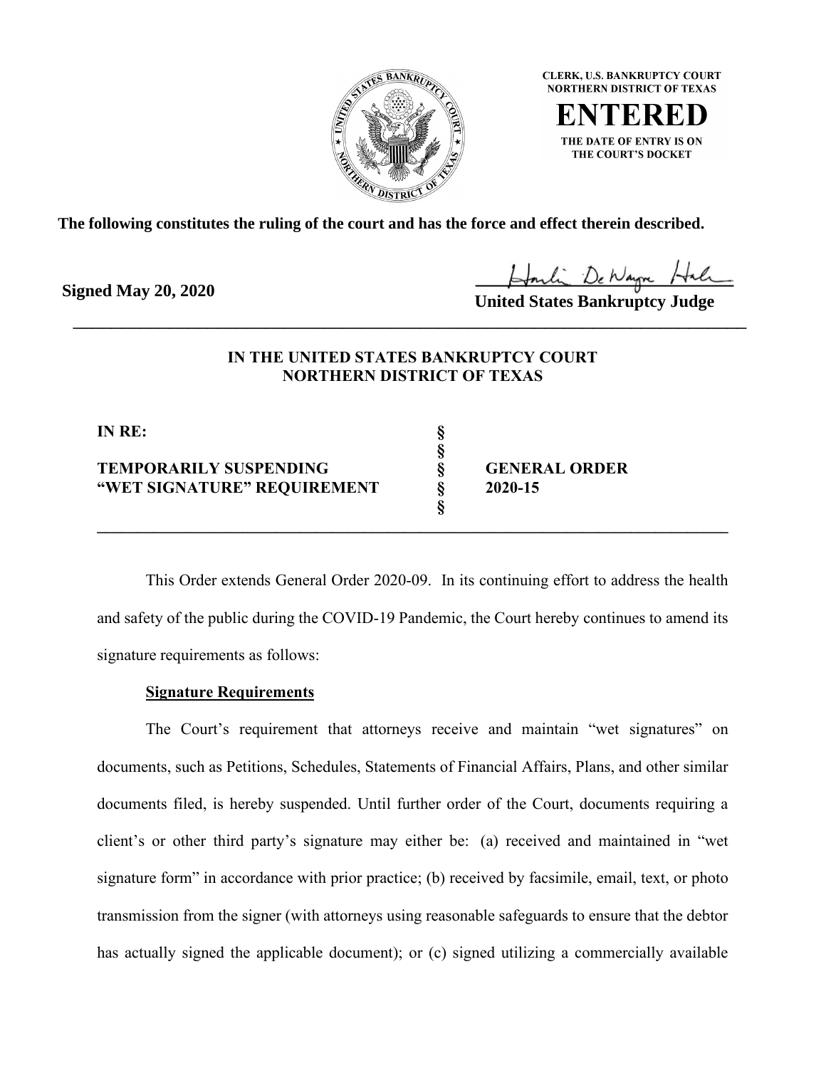**CLERK, U.S. BANKRUPTCY COURT**
**NORTHERN DISTRICT OF TEXAS**

**ENTERED**

**THE DATE OF ENTRY IS ON THE COURT'S DOCKET**

**The following constitutes the ruling of the court and has the force and effect therein described.**

**Signed May 20, 2020**

**United States Bankruptcy Judge**

---

**IN THE UNITED STATES BANKRUPTCY COURT**
**NORTHERN DISTRICT OF TEXAS**

| | | |
|---|---|---|
| **IN RE:** | § | |
| | § | |
| **TEMPORARILY SUSPENDING** | § | **GENERAL ORDER** |
| **"WET SIGNATURE" REQUIREMENT** | § | **2020-15** |
| | § | |

---

This Order extends General Order 2020-09. In its continuing effort to address the health and safety of the public during the COVID-19 Pandemic, the Court hereby continues to amend its signature requirements as follows:

**Signature Requirements**

The Court's requirement that attorneys receive and maintain "wet signatures" on documents, such as Petitions, Schedules, Statements of Financial Affairs, Plans, and other similar documents filed, is hereby suspended. Until further order of the Court, documents requiring a client's or other third party's signature may either be: (a) received and maintained in "wet signature form" in accordance with prior practice; (b) received by facsimile, email, text, or photo transmission from the signer (with attorneys using reasonable safeguards to ensure that the debtor has actually signed the applicable document); or (c) signed utilizing a commercially available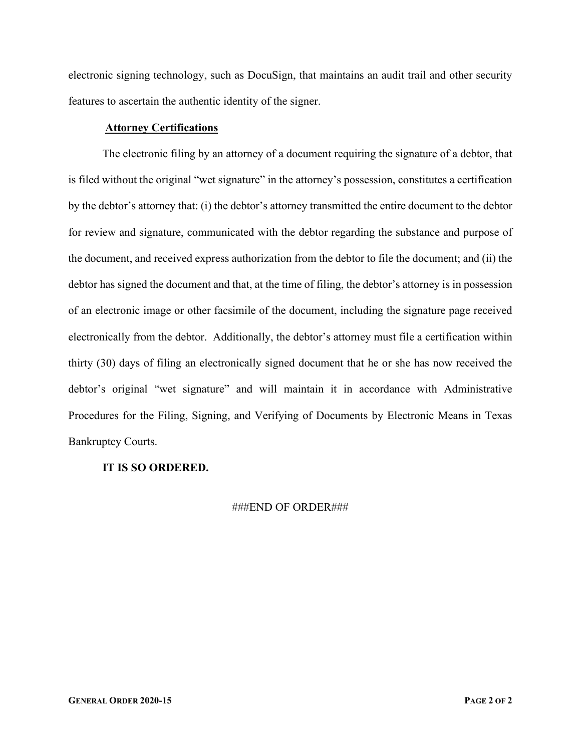electronic signing technology, such as DocuSign, that maintains an audit trail and other security features to ascertain the authentic identity of the signer.

**Attorney Certifications**

The electronic filing by an attorney of a document requiring the signature of a debtor, that is filed without the original "wet signature" in the attorney's possession, constitutes a certification by the debtor's attorney that: (i) the debtor's attorney transmitted the entire document to the debtor for review and signature, communicated with the debtor regarding the substance and purpose of the document, and received express authorization from the debtor to file the document; and (ii) the debtor has signed the document and that, at the time of filing, the debtor's attorney is in possession of an electronic image or other facsimile of the document, including the signature page received electronically from the debtor. Additionally, the debtor's attorney must file a certification within thirty (30) days of filing an electronically signed document that he or she has now received the debtor's original "wet signature" and will maintain it in accordance with Administrative Procedures for the Filing, Signing, and Verifying of Documents by Electronic Means in Texas Bankruptcy Courts.

**IT IS SO ORDERED.**

###END OF ORDER###